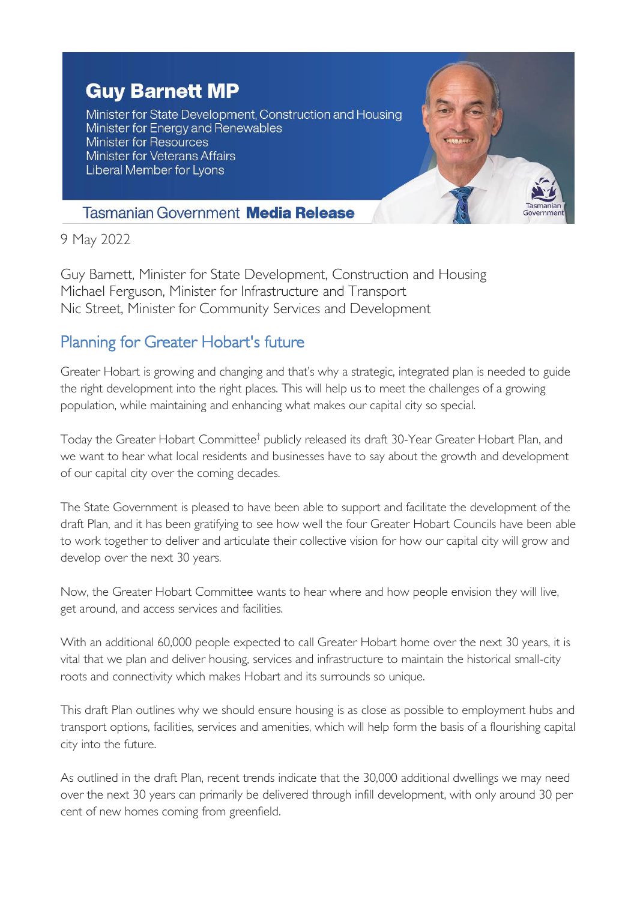# Guy Barnett MP

Minister for State Development, Construction and Housing
Minister for Energy and Renewables
Minister for Resources
Minister for Veterans Affairs
Liberal Member for Lyons

Tasmanian Government **Media Release**

9 May 2022

Guy Barnett, Minister for State Development, Construction and Housing
Michael Ferguson, Minister for Infrastructure and Transport
Nic Street, Minister for Community Services and Development

## Planning for Greater Hobart's future

Greater Hobart is growing and changing and that's why a strategic, integrated plan is needed to guide the right development into the right places. This will help us to meet the challenges of a growing population, while maintaining and enhancing what makes our capital city so special.

Today the Greater Hobart Committee[†] publicly released its draft 30-Year Greater Hobart Plan, and we want to hear what local residents and businesses have to say about the growth and development of our capital city over the coming decades.

The State Government is pleased to have been able to support and facilitate the development of the draft Plan, and it has been gratifying to see how well the four Greater Hobart Councils have been able to work together to deliver and articulate their collective vision for how our capital city will grow and develop over the next 30 years.

Now, the Greater Hobart Committee wants to hear where and how people envision they will live, get around, and access services and facilities.

With an additional 60,000 people expected to call Greater Hobart home over the next 30 years, it is vital that we plan and deliver housing, services and infrastructure to maintain the historical small-city roots and connectivity which makes Hobart and its surrounds so unique.

This draft Plan outlines why we should ensure housing is as close as possible to employment hubs and transport options, facilities, services and amenities, which will help form the basis of a flourishing capital city into the future.

As outlined in the draft Plan, recent trends indicate that the 30,000 additional dwellings we may need over the next 30 years can primarily be delivered through infill development, with only around 30 per cent of new homes coming from greenfield.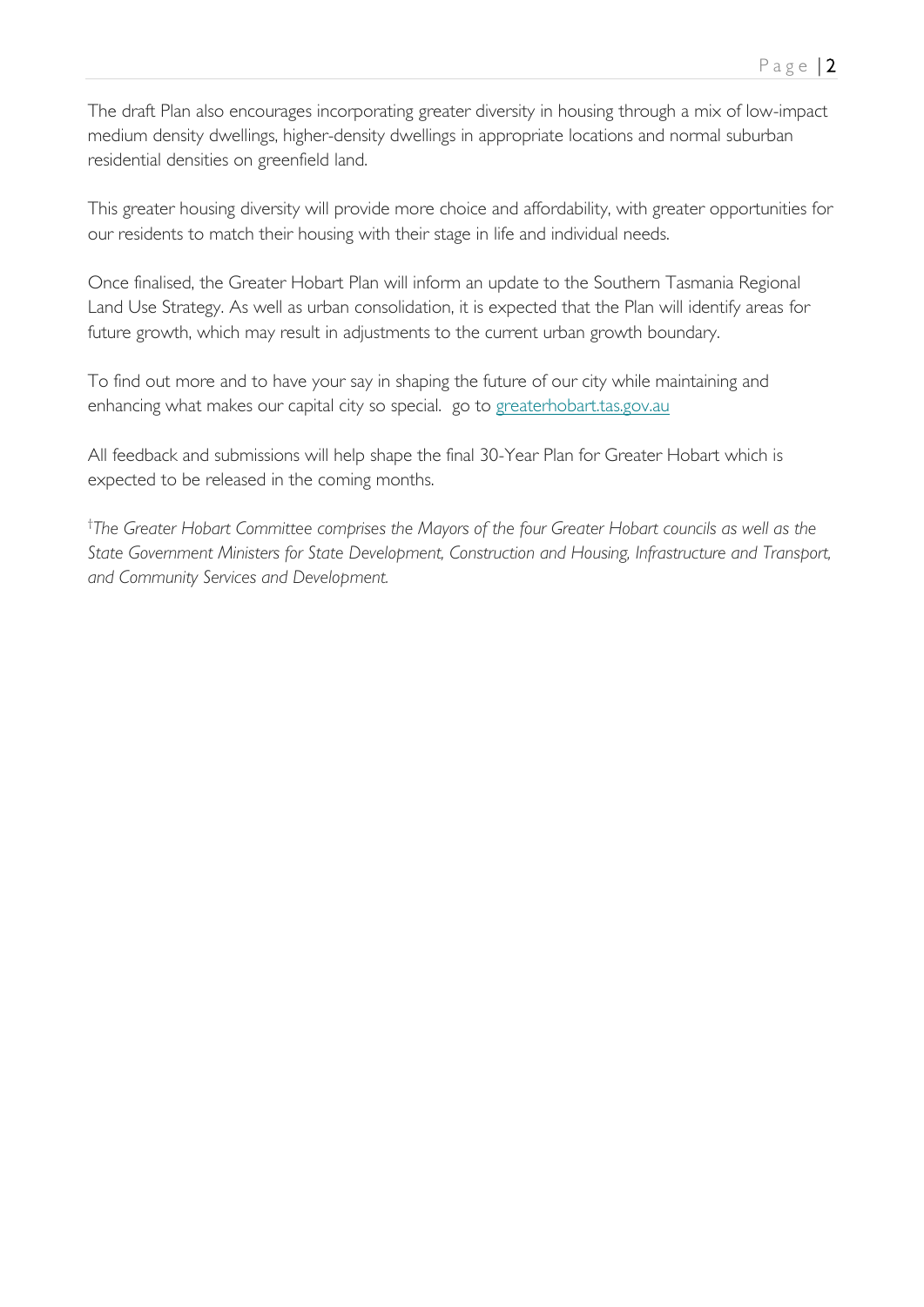The draft Plan also encourages incorporating greater diversity in housing through a mix of low-impact medium density dwellings, higher-density dwellings in appropriate locations and normal suburban residential densities on greenfield land.

This greater housing diversity will provide more choice and affordability, with greater opportunities for our residents to match their housing with their stage in life and individual needs.

Once finalised, the Greater Hobart Plan will inform an update to the Southern Tasmania Regional Land Use Strategy. As well as urban consolidation, it is expected that the Plan will identify areas for future growth, which may result in adjustments to the current urban growth boundary.

To find out more and to have your say in shaping the future of our city while maintaining and enhancing what makes our capital city so special. go to [greaterhobart.tas.gov.au](greaterhobart.tas.gov.au)

All feedback and submissions will help shape the final 30-Year Plan for Greater Hobart which is expected to be released in the coming months.

[†]*The Greater Hobart Committee comprises the Mayors of the four Greater Hobart councils as well as the State Government Ministers for State Development, Construction and Housing, Infrastructure and Transport, and Community Services and Development.*